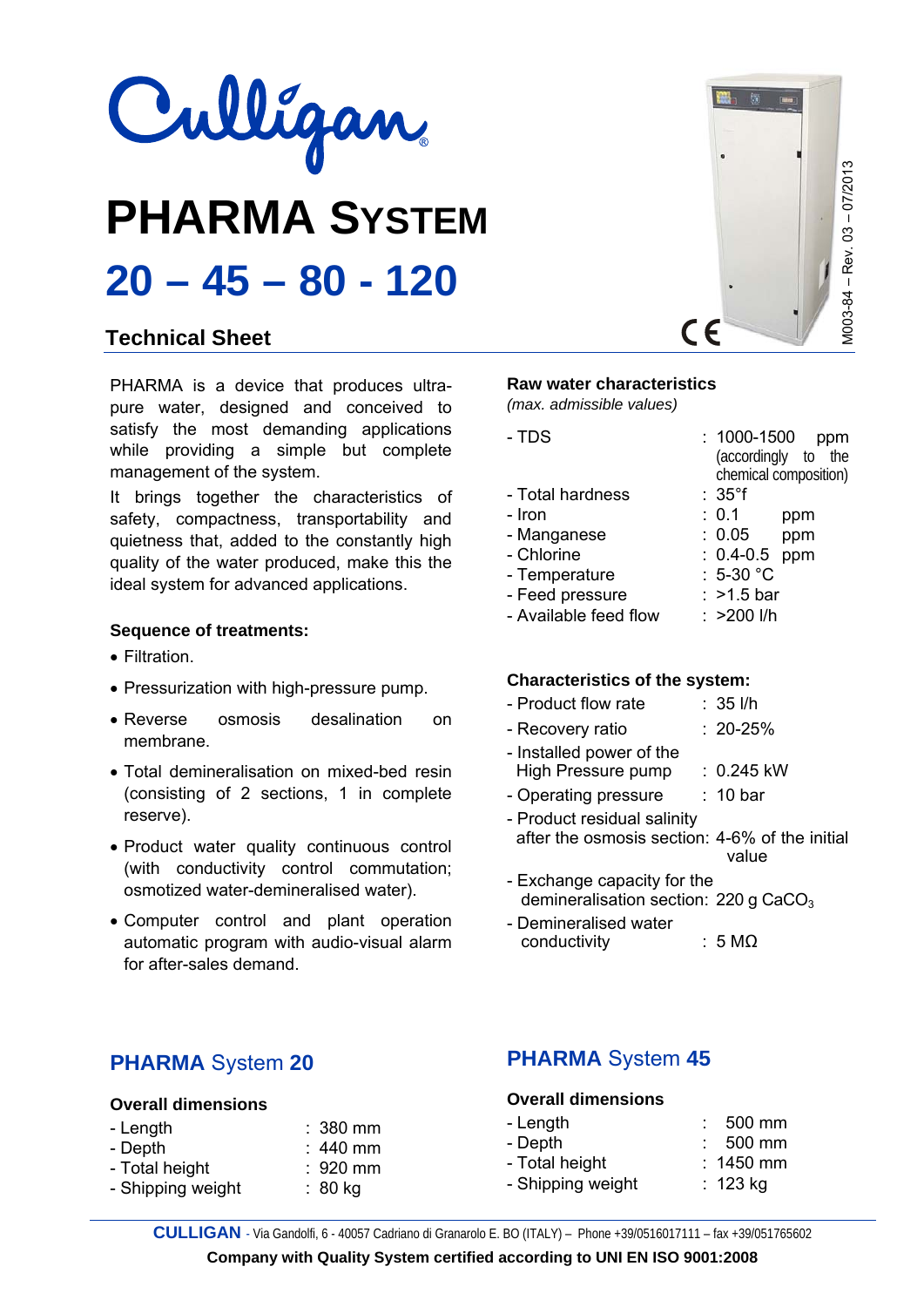# Culligan

# PHARMA SYSTEM

# 20 – 45 – 80 - 120

## Technical Sheet

PHARMA is a device that produces ultra-pure water, designed and conceived to satisfy the most demanding applications while providing a simple but complete management of the system.

It brings together the characteristics of safety, compactness, transportability and quietness that, added to the constantly high quality of the water produced, make this the ideal system for advanced applications.

### Sequence of treatments:

- Filtration.
- Pressurization with high-pressure pump.
- Reverse osmosis desalination on membrane.
- Total demineralisation on mixed-bed resin (consisting of 2 sections, 1 in complete reserve).
- Product water quality continuous control (with conductivity control commutation; osmotized water-demineralised water).
- Computer control and plant operation automatic program with audio-visual alarm for after-sales demand.

### Raw water characteristics

*(max. admissible values)*

- TDS : 1000-1500 ppm (accordingly to the chemical composition)
- Total hardness : 35°f
- Iron : 0.1 ppm
- Manganese : 0.05 ppm
- Chlorine : 0.4-0.5 ppm
- Temperature : 5-30 °C
- Feed pressure : >1.5 bar
- Available feed flow : >200 l/h

### Characteristics of the system:

- Product flow rate : 35 l/h
- Recovery ratio : 20-25%
- Installed power of the High Pressure pump : 0.245 kW
- Operating pressure : 10 bar
- Product residual salinity after the osmosis section: 4-6% of the initial value
- Exchange capacity for the demineralisation section: 220 g $CaCO_3$
- Demineralised water conductivity : 5 MΩ

## PHARMA System 20

### Overall dimensions

- Length : 380 mm
- Depth : 440 mm
- Total height : 920 mm
- Shipping weight : 80 kg

## PHARMA System 45

### Overall dimensions

- Length : 500 mm
- Depth : 500 mm
- Total height : 1450 mm
- Shipping weight : 123 kg

M003-84 – Rev. 03 – 07/2013

**CULLIGAN** - Via Gandolfi, 6 - 40057 Cadriano di Granarolo E. BO (ITALY) – Phone +39/0516017111 – fax +39/051765602

**Company with Quality System certified according to UNI EN ISO 9001:2008**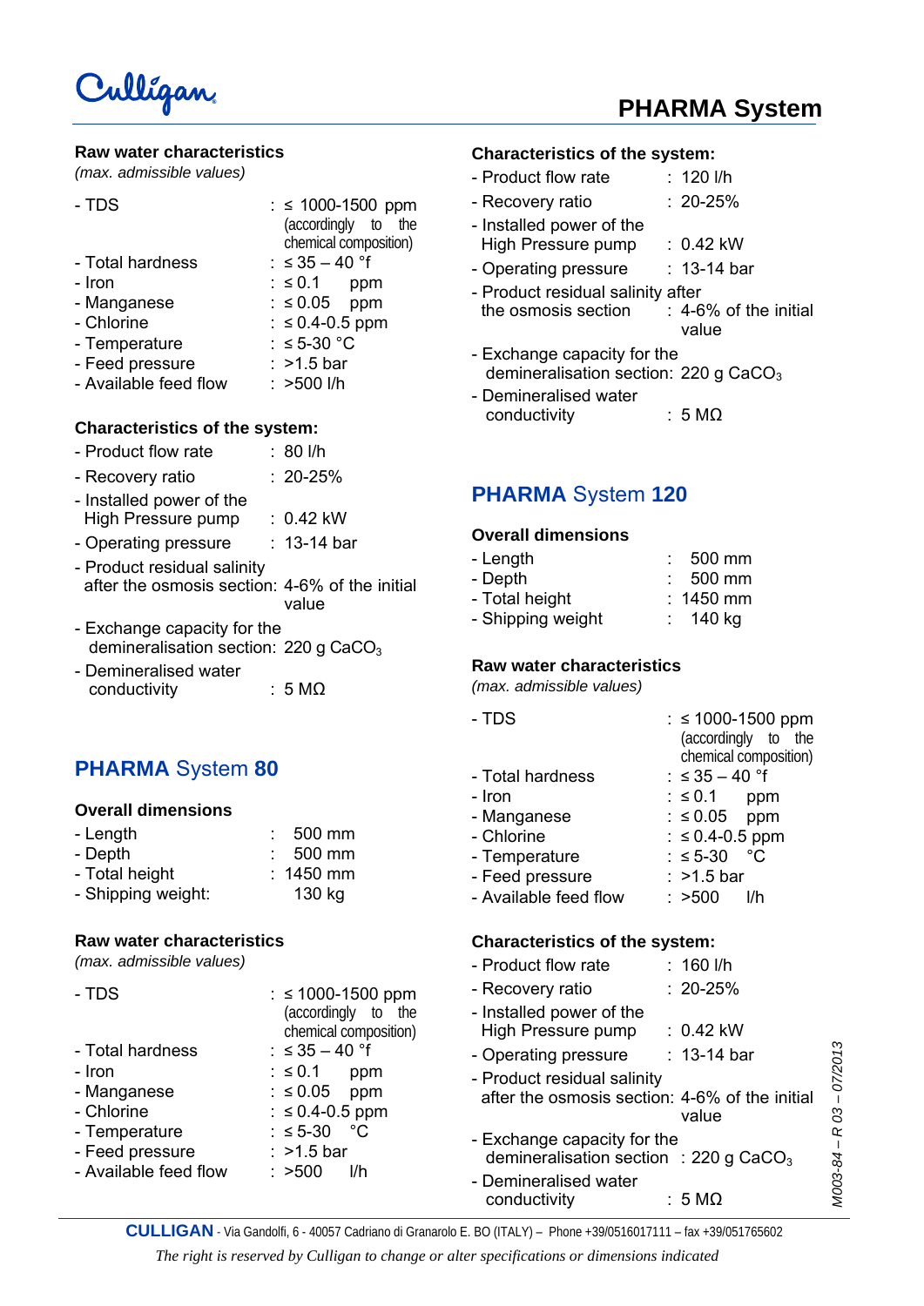# PHARMA System

### Raw water characteristics

*(max. admissible values)*

- TDS : ≤ 1000-1500 ppm (accordingly to the chemical composition)
- Total hardness : ≤ 35 – 40 °f
- Iron : ≤ 0.1 ppm
- Manganese : ≤ 0.05 ppm
- Chlorine : ≤ 0.4-0.5 ppm
- Temperature : ≤ 5-30 °C
- Feed pressure : >1.5 bar
- Available feed flow : >500 l/h

### Characteristics of the system:

- Product flow rate : 80 l/h
- Recovery ratio : 20-25%
- Installed power of the High Pressure pump : 0.42 kW
- Operating pressure : 13-14 bar
- Product residual salinity after the osmosis section: 4-6% of the initial value
- Exchange capacity for the demineralisation section: 220 g $CaCO_3$
- Demineralised water conductivity : 5 MΩ

## PHARMA System 80

### Overall dimensions

- Length : 500 mm
- Depth : 500 mm
- Total height : 1450 mm
- Shipping weight: 130 kg

### Raw water characteristics

*(max. admissible values)*

- TDS : ≤ 1000-1500 ppm (accordingly to the chemical composition)
- Total hardness : ≤ 35 – 40 °f
- Iron : ≤ 0.1 ppm
- Manganese : ≤ 0.05 ppm
- Chlorine : ≤ 0.4-0.5 ppm
- Temperature : ≤ 5-30 °C
- Feed pressure : >1.5 bar
- Available feed flow : >500 l/h

### Characteristics of the system:

- Product flow rate : 120 l/h
- Recovery ratio : 20-25%
- Installed power of the High Pressure pump : 0.42 kW
- Operating pressure : 13-14 bar
- Product residual salinity after the osmosis section : 4-6% of the initial value
- Exchange capacity for the demineralisation section: 220 g $CaCO_3$
- Demineralised water conductivity : 5 MΩ

## PHARMA System 120

### Overall dimensions

- Length : 500 mm
- Depth : 500 mm
- Total height : 1450 mm
- Shipping weight : 140 kg

### Raw water characteristics

*(max. admissible values)*

- TDS : ≤ 1000-1500 ppm (accordingly to the chemical composition)
- Total hardness : ≤ 35 – 40 °f
- Iron : ≤ 0.1 ppm
- Manganese : ≤ 0.05 ppm
- Chlorine : ≤ 0.4-0.5 ppm
- Temperature : ≤ 5-30 °C
- Feed pressure : >1.5 bar
- Available feed flow : >500 l/h

### Characteristics of the system:

- Product flow rate : 160 l/h
- Recovery ratio : 20-25%
- Installed power of the High Pressure pump : 0.42 kW
- Operating pressure : 13-14 bar
- Product residual salinity after the osmosis section: 4-6% of the initial value
- Exchange capacity for the demineralisation section : 220 g $CaCO_3$
- Demineralised water conductivity : 5 MΩ

M003-84 – R 03 – 07/2013

**CULLIGAN** - Via Gandolfi, 6 - 40057 Cadriano di Granarolo E. BO (ITALY) – Phone +39/0516017111 – fax +39/051765602

*The right is reserved by Culligan to change or alter specifications or dimensions indicated*